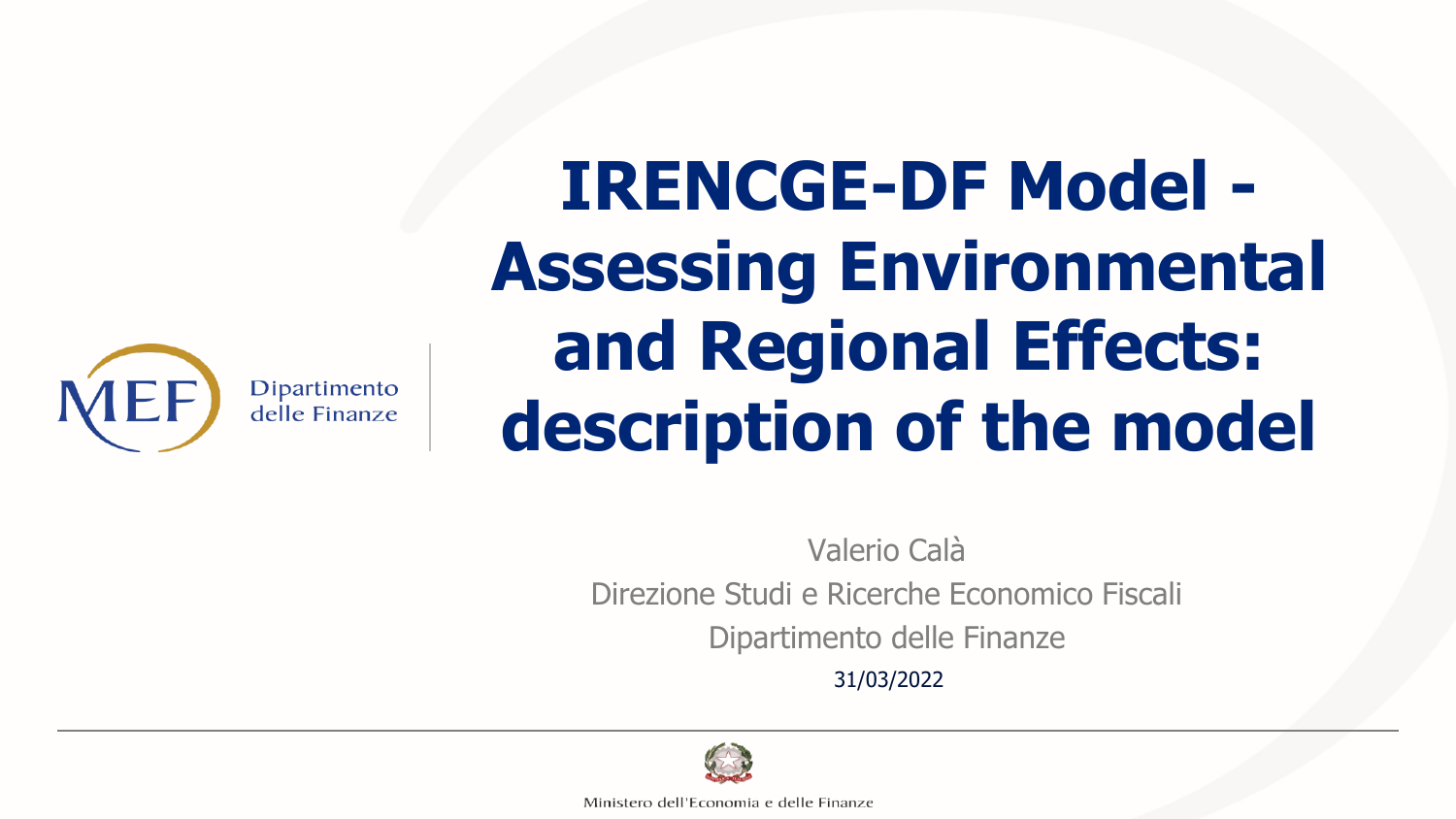Dipartimento delle Finanze

# IRENCGE-DF Model - Assessing Environmental and Regional Effects: description of the model

Valerio Calà

Direzione Studi e Ricerche Economico Fiscali

Dipartimento delle Finanze

31/03/2022

Ministero dell'Economia e delle Finanze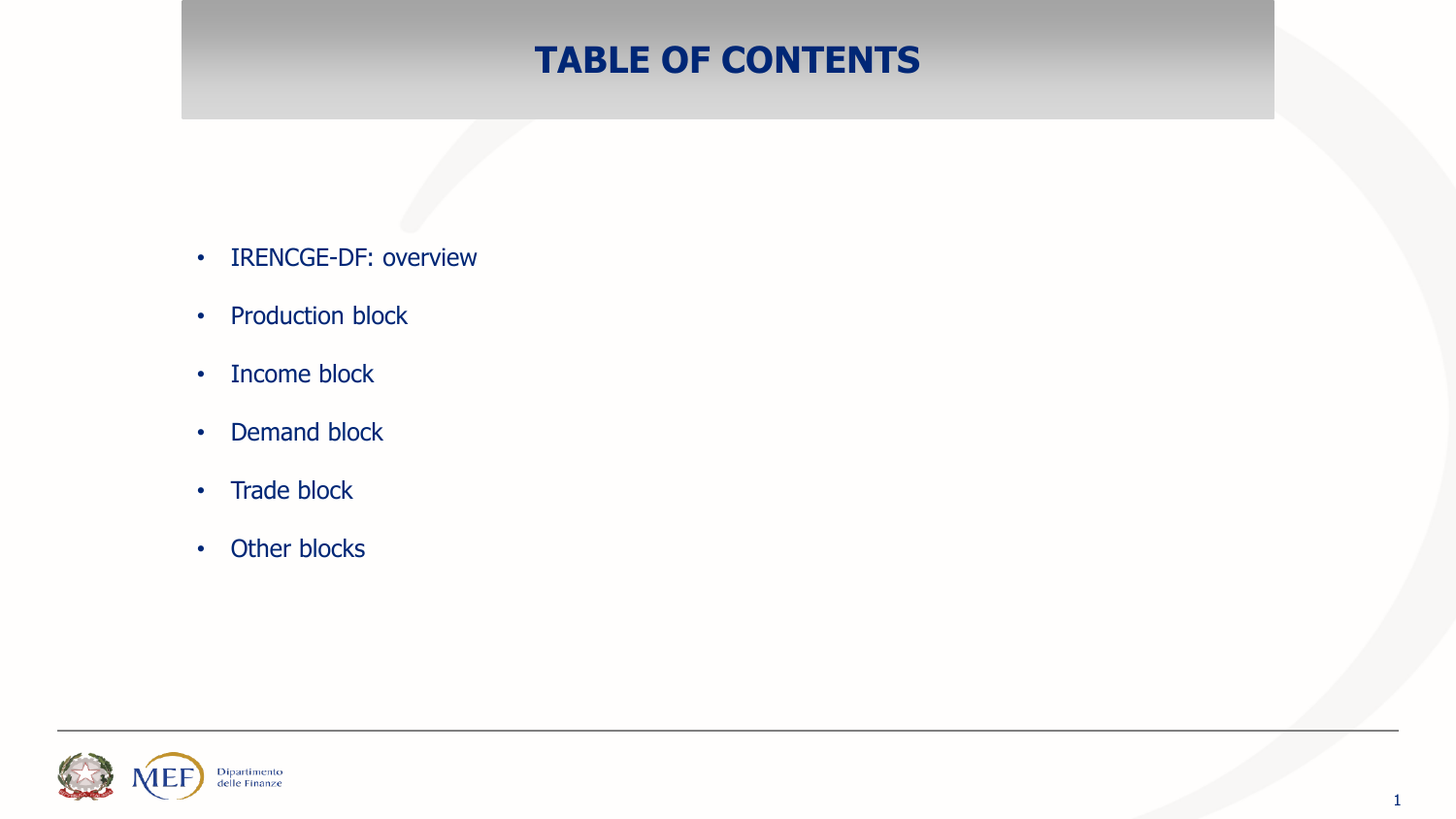# TABLE OF CONTENTS

- IRENCGE-DF: overview
- Production block
- Income block
- Demand block
- Trade block
- Other blocks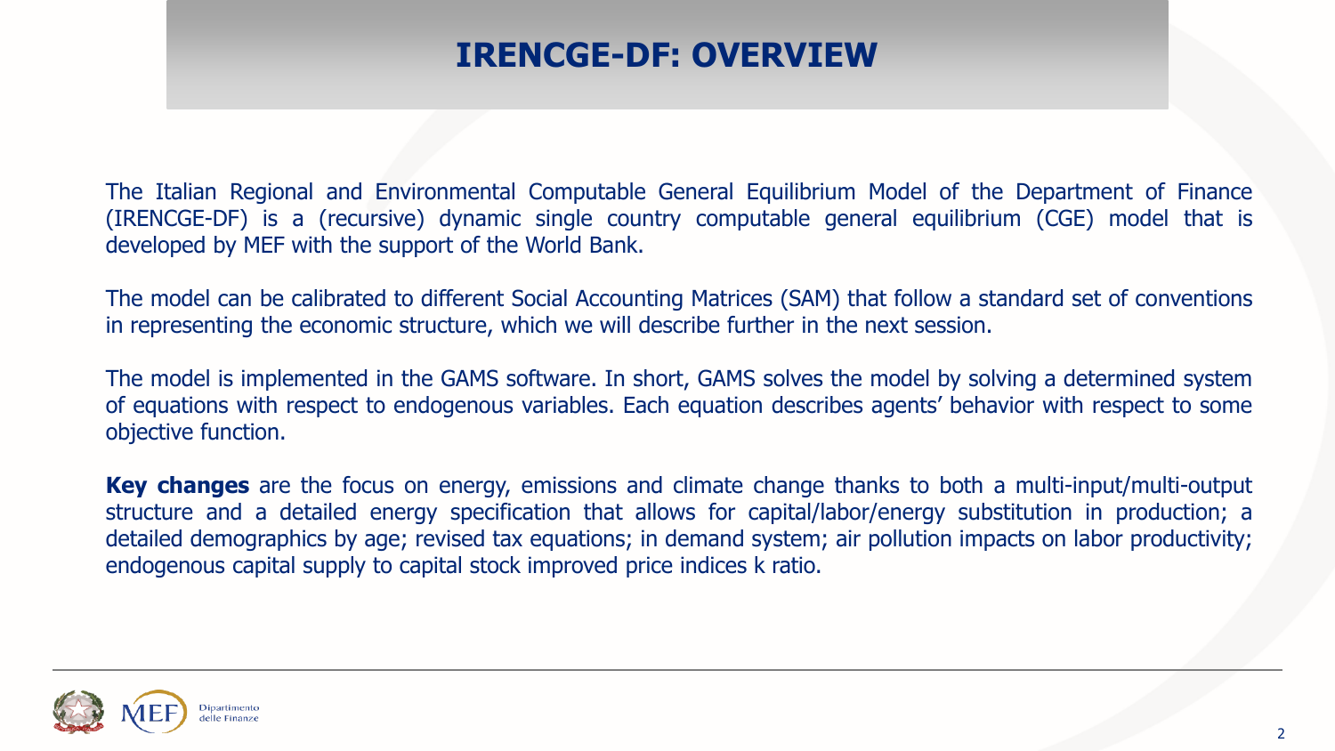# IRENCGE-DF: OVERVIEW

The Italian Regional and Environmental Computable General Equilibrium Model of the Department of Finance (IRENCGE-DF) is a (recursive) dynamic single country computable general equilibrium (CGE) model that is developed by MEF with the support of the World Bank.

The model can be calibrated to different Social Accounting Matrices (SAM) that follow a standard set of conventions in representing the economic structure, which we will describe further in the next session.

The model is implemented in the GAMS software. In short, GAMS solves the model by solving a determined system of equations with respect to endogenous variables. Each equation describes agents' behavior with respect to some objective function.

**Key changes** are the focus on energy, emissions and climate change thanks to both a multi-input/multi-output structure and a detailed energy specification that allows for capital/labor/energy substitution in production; a detailed demographics by age; revised tax equations; in demand system; air pollution impacts on labor productivity; endogenous capital supply to capital stock improved price indices k ratio.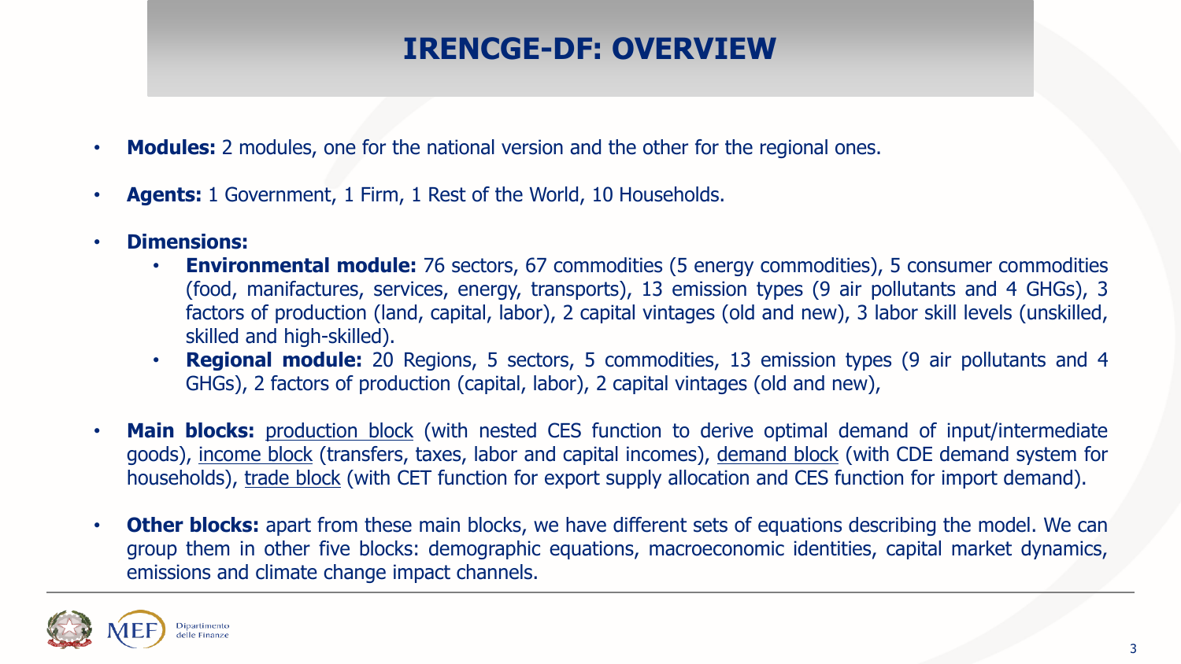# IRENCGE-DF: OVERVIEW

- **Modules:** 2 modules, one for the national version and the other for the regional ones.
- **Agents:** 1 Government, 1 Firm, 1 Rest of the World, 10 Households.
- **Dimensions:**
  - **Environmental module:** 76 sectors, 67 commodities (5 energy commodities), 5 consumer commodities (food, manifactures, services, energy, transports), 13 emission types (9 air pollutants and 4 GHGs), 3 factors of production (land, capital, labor), 2 capital vintages (old and new), 3 labor skill levels (unskilled, skilled and high-skilled).
  - **Regional module:** 20 Regions, 5 sectors, 5 commodities, 13 emission types (9 air pollutants and 4 GHGs), 2 factors of production (capital, labor), 2 capital vintages (old and new),
- **Main blocks:** production block (with nested CES function to derive optimal demand of input/intermediate goods), income block (transfers, taxes, labor and capital incomes), demand block (with CDE demand system for households), trade block (with CET function for export supply allocation and CES function for import demand).
- **Other blocks:** apart from these main blocks, we have different sets of equations describing the model. We can group them in other five blocks: demographic equations, macroeconomic identities, capital market dynamics, emissions and climate change impact channels.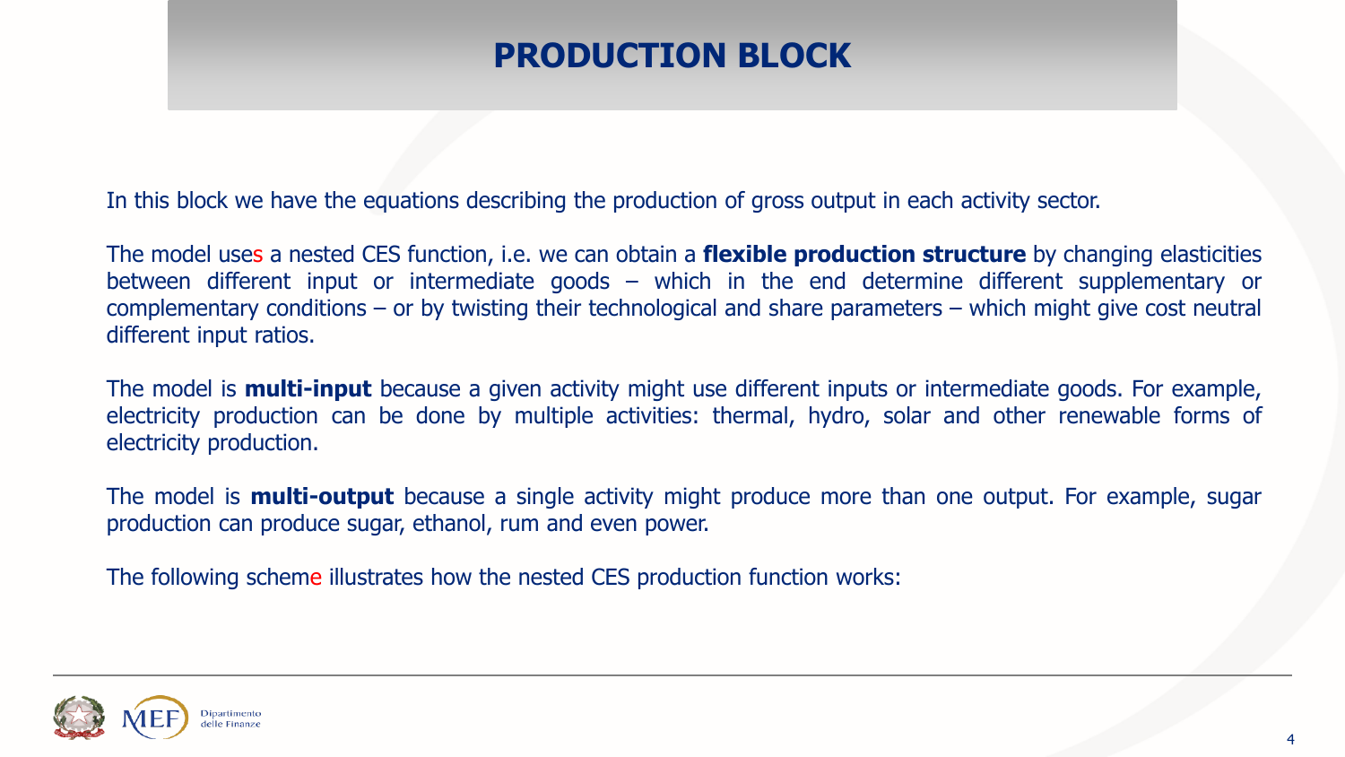# PRODUCTION BLOCK

In this block we have the equations describing the production of gross output in each activity sector.

The model uses a nested CES function, i.e. we can obtain a **flexible production structure** by changing elasticities between different input or intermediate goods – which in the end determine different supplementary or complementary conditions – or by twisting their technological and share parameters – which might give cost neutral different input ratios.

The model is **multi-input** because a given activity might use different inputs or intermediate goods. For example, electricity production can be done by multiple activities: thermal, hydro, solar and other renewable forms of electricity production.

The model is **multi-output** because a single activity might produce more than one output. For example, sugar production can produce sugar, ethanol, rum and even power.

The following scheme illustrates how the nested CES production function works: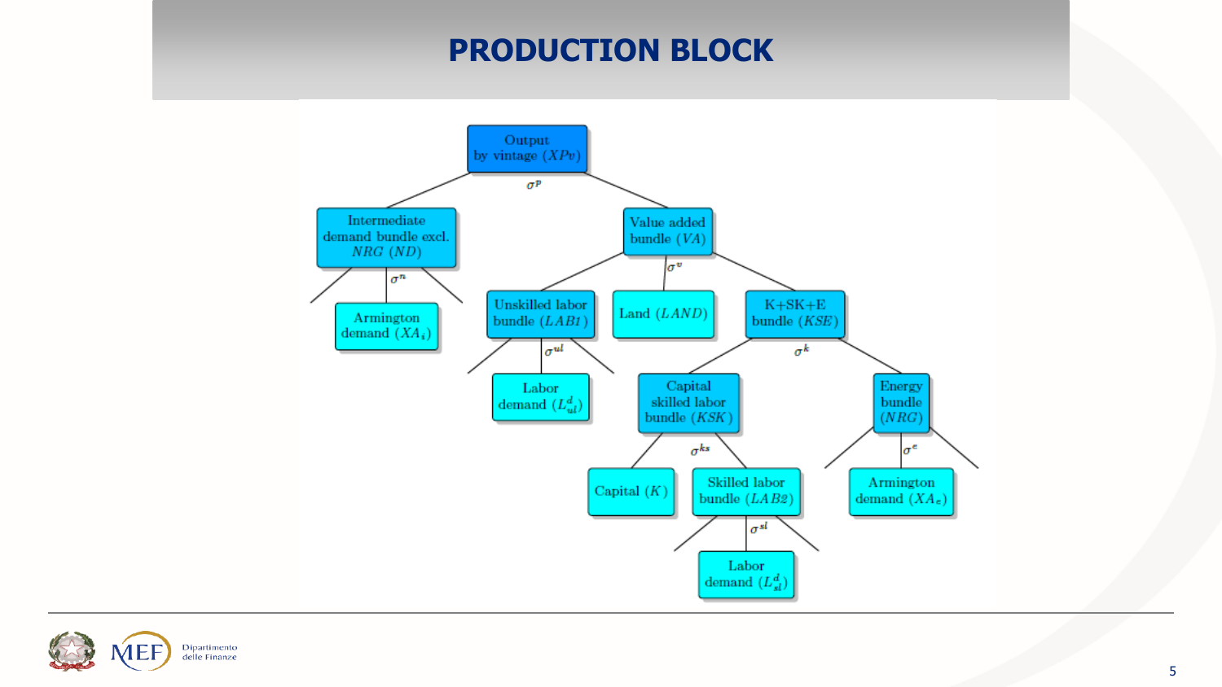# PRODUCTION BLOCK

Output by vintage ($XPv$)

$\sigma^p$

- Intermediate demand bundle excl. $NRG$ ($ND$)
  - $\sigma^n$
  - Armington demand ($XA_i$)
- Value added bundle ($VA$)
  - $\sigma^v$
  - Unskilled labor bundle ($LAB1$)
    - $\sigma^{ul}$
    - Labor demand ($L^d_{ul}$)
  - Land ($LAND$)
  - K+SK+E bundle ($KSE$)
    - $\sigma^k$
    - Capital skilled labor bundle ($KSK$)
      - $\sigma^{ks}$
      - Capital ($K$)
      - Skilled labor bundle ($LAB2$)
        - $\sigma^{sl}$
        - Labor demand ($L^d_{sl}$)
    - Energy bundle ($NRG$)
      - $\sigma^e$
      - Armington demand ($XA_e$)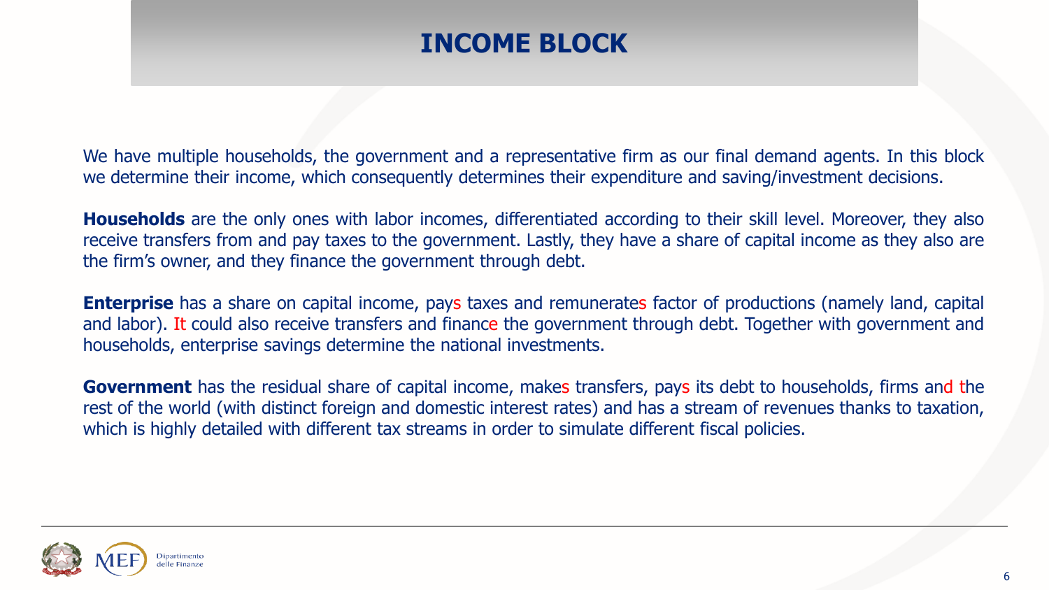# INCOME BLOCK

We have multiple households, the government and a representative firm as our final demand agents. In this block we determine their income, which consequently determines their expenditure and saving/investment decisions.

**Households** are the only ones with labor incomes, differentiated according to their skill level. Moreover, they also receive transfers from and pay taxes to the government. Lastly, they have a share of capital income as they also are the firm's owner, and they finance the government through debt.

**Enterprise** has a share on capital income, pays taxes and remunerates factor of productions (namely land, capital and labor). It could also receive transfers and finance the government through debt. Together with government and households, enterprise savings determine the national investments.

**Government** has the residual share of capital income, makes transfers, pays its debt to households, firms and the rest of the world (with distinct foreign and domestic interest rates) and has a stream of revenues thanks to taxation, which is highly detailed with different tax streams in order to simulate different fiscal policies.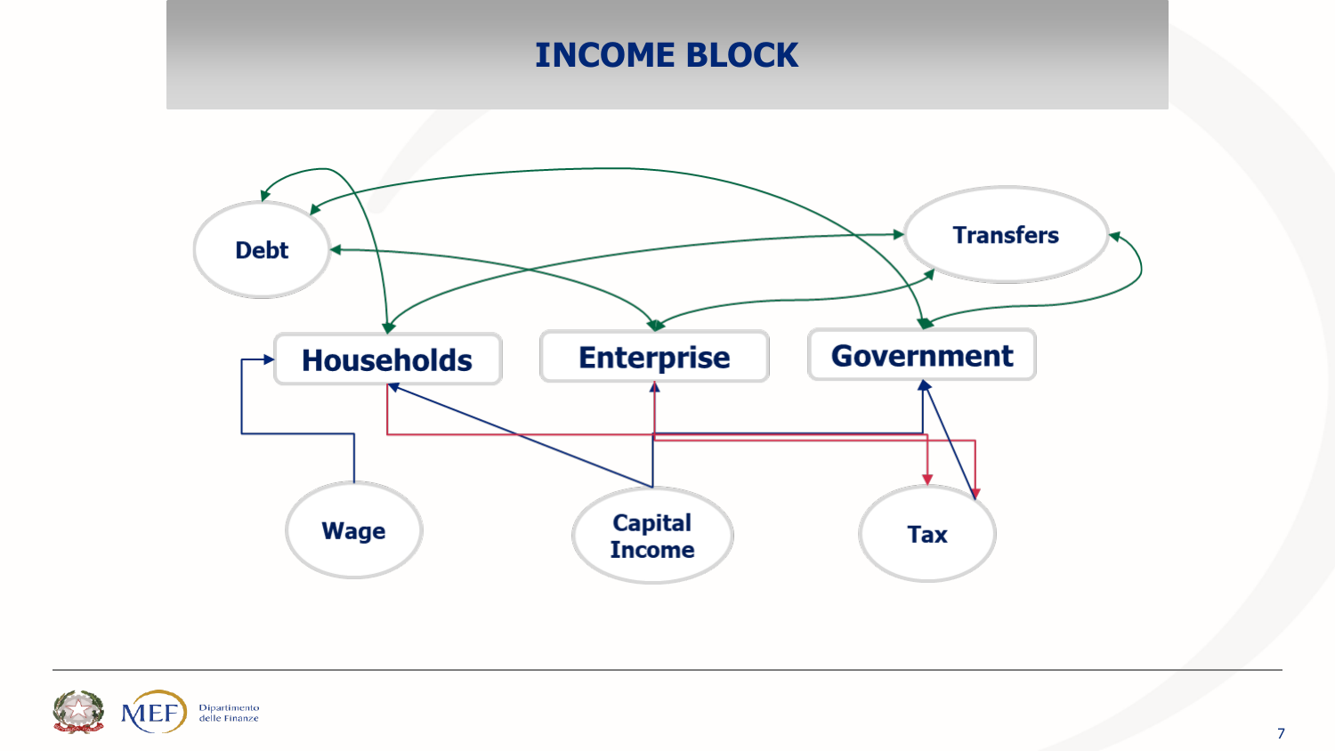# INCOME BLOCK

Debt

Transfers

Households

Enterprise

Government

Wage

Capital Income

Tax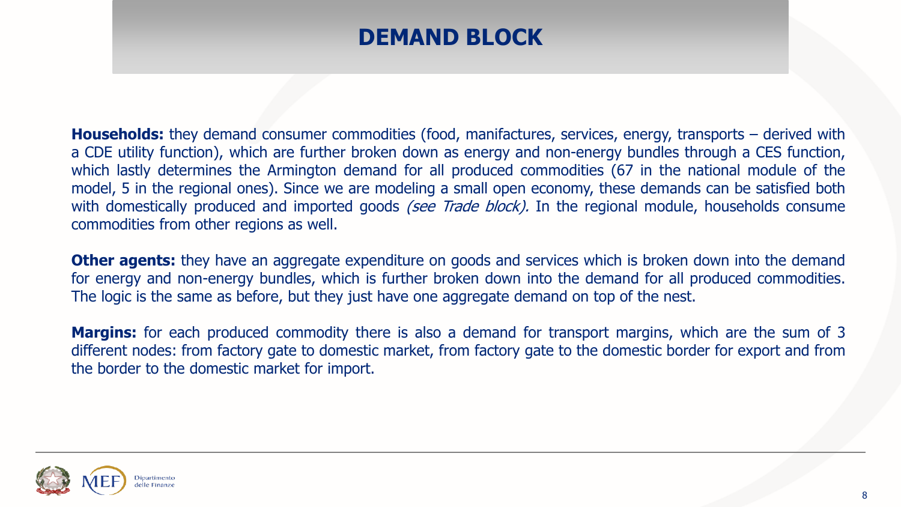# DEMAND BLOCK

**Households:** they demand consumer commodities (food, manufactures, services, energy, transports – derived with a CDE utility function), which are further broken down as energy and non-energy bundles through a CES function, which lastly determines the Armington demand for all produced commodities (67 in the national module of the model, 5 in the regional ones). Since we are modeling a small open economy, these demands can be satisfied both with domestically produced and imported goods *(see Trade block).* In the regional module, households consume commodities from other regions as well.

**Other agents:** they have an aggregate expenditure on goods and services which is broken down into the demand for energy and non-energy bundles, which is further broken down into the demand for all produced commodities. The logic is the same as before, but they just have one aggregate demand on top of the nest.

**Margins:** for each produced commodity there is also a demand for transport margins, which are the sum of 3 different nodes: from factory gate to domestic market, from factory gate to the domestic border for export and from the border to the domestic market for import.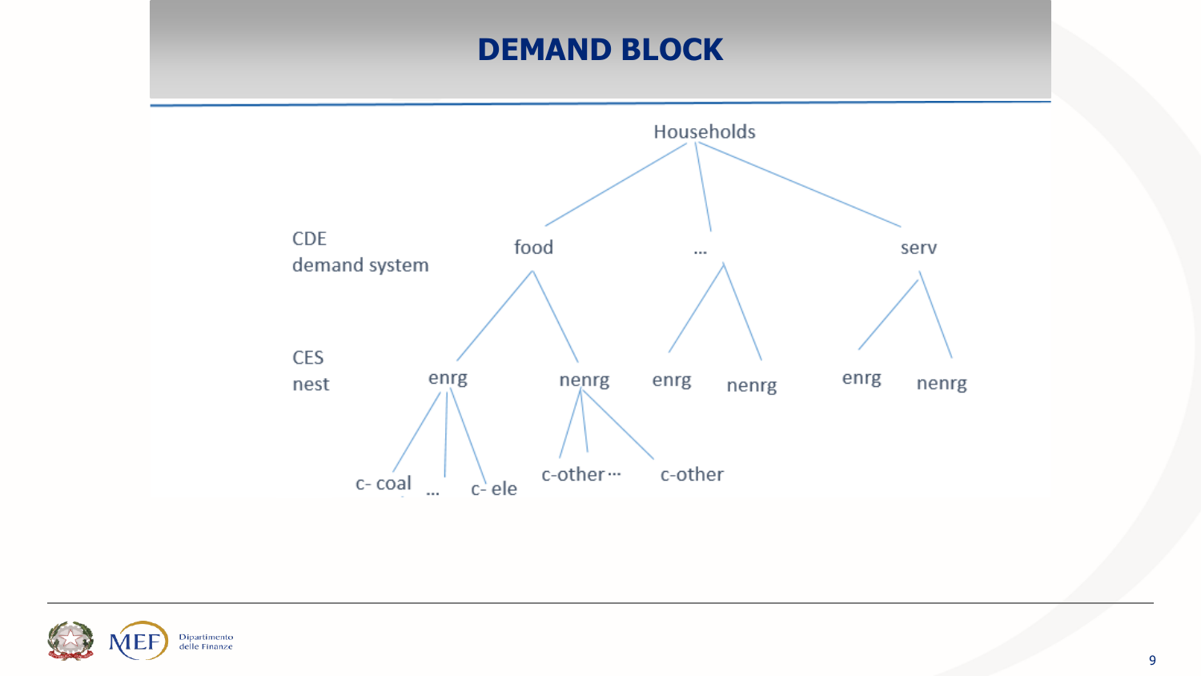# DEMAND BLOCK

Households

CDE demand system: food, ..., serv

CES nest: enrg, nenrg, enrg, nenrg, enrg, nenrg

c- coal ... c- ele

c-other ... c-other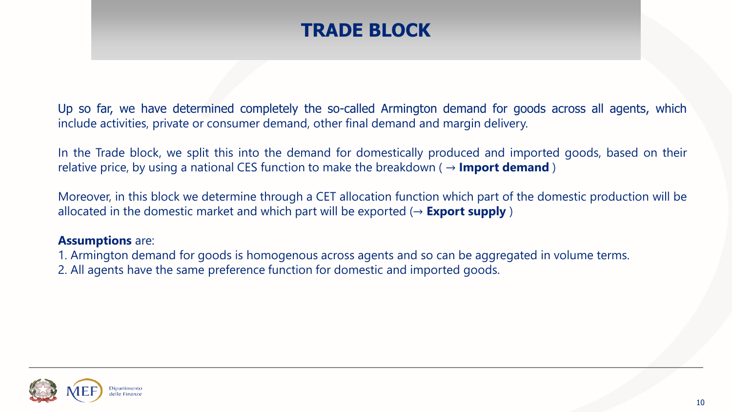# TRADE BLOCK

Up so far, we have determined completely the so-called Armington demand for goods across all agents, which include activities, private or consumer demand, other final demand and margin delivery.

In the Trade block, we split this into the demand for domestically produced and imported goods, based on their relative price, by using a national CES function to make the breakdown ( → **Import demand** )

Moreover, in this block we determine through a CET allocation function which part of the domestic production will be allocated in the domestic market and which part will be exported (→ **Export supply** )

**Assumptions** are:

1. Armington demand for goods is homogenous across agents and so can be aggregated in volume terms.
2. All agents have the same preference function for domestic and imported goods.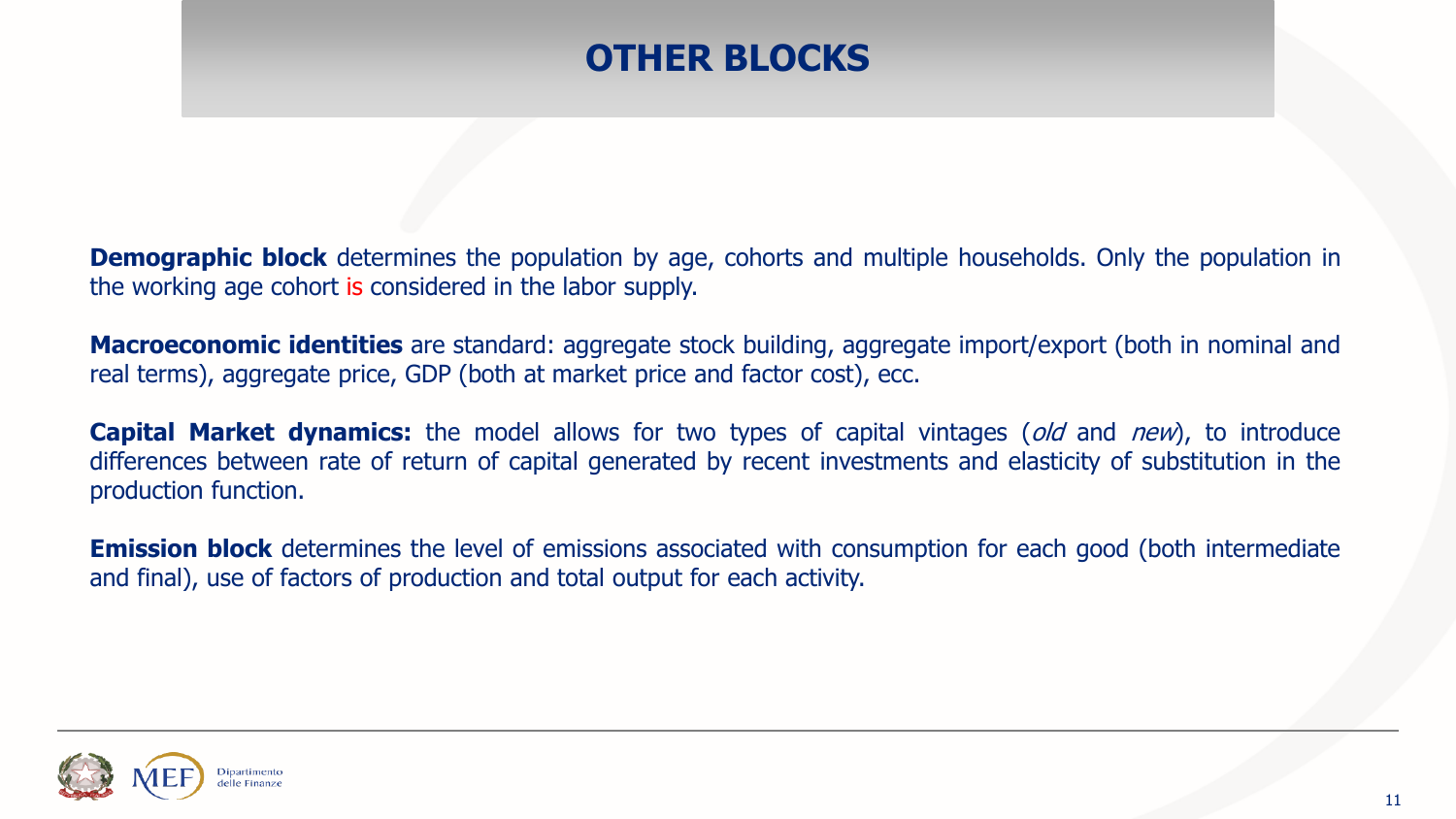# OTHER BLOCKS

**Demographic block** determines the population by age, cohorts and multiple households. Only the population in the working age cohort is considered in the labor supply.

**Macroeconomic identities** are standard: aggregate stock building, aggregate import/export (both in nominal and real terms), aggregate price, GDP (both at market price and factor cost), ecc.

**Capital Market dynamics:** the model allows for two types of capital vintages (*old* and *new*), to introduce differences between rate of return of capital generated by recent investments and elasticity of substitution in the production function.

**Emission block** determines the level of emissions associated with consumption for each good (both intermediate and final), use of factors of production and total output for each activity.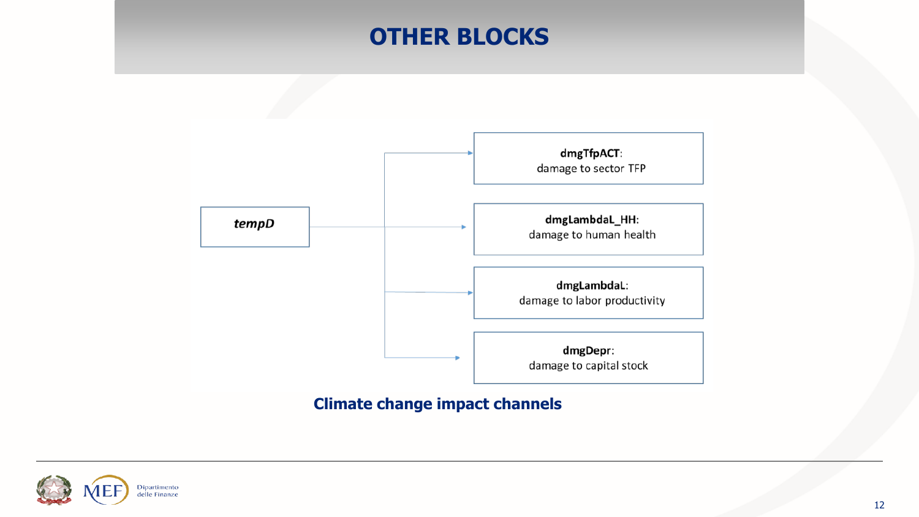# OTHER BLOCKS

*tempD*

- **dmgTfpACT**: damage to sector TFP
- **dmgLambdaL_HH**: damage to human health
- **dmgLambdaL**: damage to labor productivity
- **dmgDepr**: damage to capital stock

**Climate change impact channels**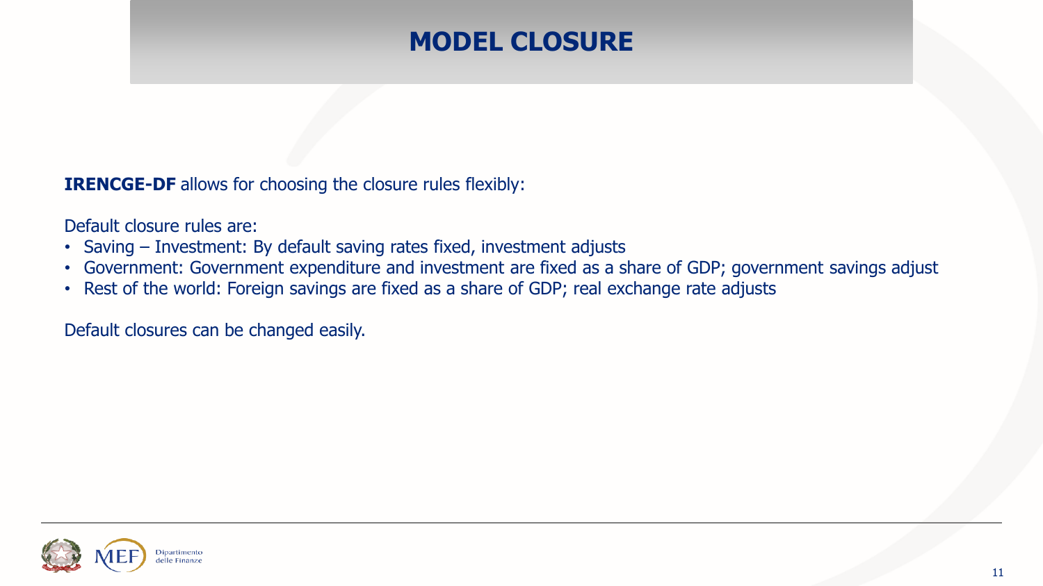# MODEL CLOSURE

**IRENCGE-DF** allows for choosing the closure rules flexibly:

Default closure rules are:

- Saving – Investment: By default saving rates fixed, investment adjusts
- Government: Government expenditure and investment are fixed as a share of GDP; government savings adjust
- Rest of the world: Foreign savings are fixed as a share of GDP; real exchange rate adjusts

Default closures can be changed easily.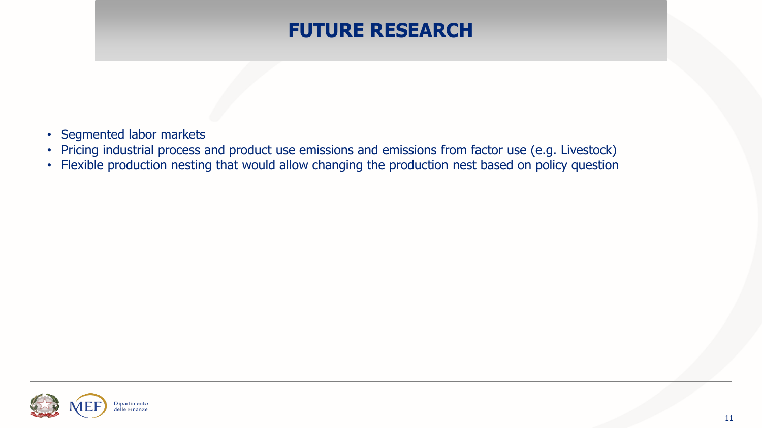# FUTURE RESEARCH

- Segmented labor markets
- Pricing industrial process and product use emissions and emissions from factor use (e.g. Livestock)
- Flexible production nesting that would allow changing the production nest based on policy question